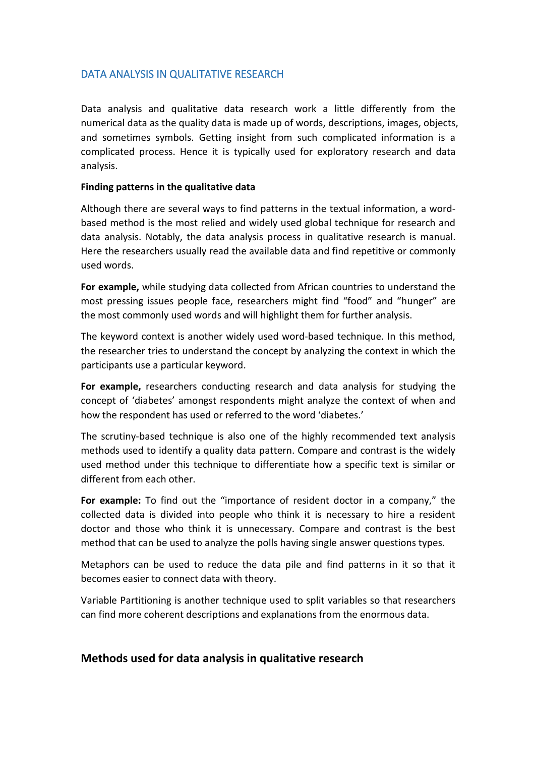# DATA ANALYSIS IN QUALITATIVE RESEARCH

Data analysis and qualitative data research work a little differently from the numerical data as the quality data is made up of words, descriptions, images, objects, and sometimes symbols. Getting insight from such complicated information is a complicated process. Hence it is typically used for exploratory research and data analysis.

**Finding patterns in the qualitative data**

Although there are several ways to find patterns in the textual information, a word-based method is the most relied and widely used global technique for research and data analysis. Notably, the data analysis process in qualitative research is manual. Here the researchers usually read the available data and find repetitive or commonly used words.

**For example,** while studying data collected from African countries to understand the most pressing issues people face, researchers might find "food" and "hunger" are the most commonly used words and will highlight them for further analysis.

The keyword context is another widely used word-based technique. In this method, the researcher tries to understand the concept by analyzing the context in which the participants use a particular keyword.

**For example,** researchers conducting research and data analysis for studying the concept of 'diabetes' amongst respondents might analyze the context of when and how the respondent has used or referred to the word 'diabetes.'

The scrutiny-based technique is also one of the highly recommended text analysis methods used to identify a quality data pattern. Compare and contrast is the widely used method under this technique to differentiate how a specific text is similar or different from each other.

**For example:** To find out the "importance of resident doctor in a company," the collected data is divided into people who think it is necessary to hire a resident doctor and those who think it is unnecessary. Compare and contrast is the best method that can be used to analyze the polls having single answer questions types.

Metaphors can be used to reduce the data pile and find patterns in it so that it becomes easier to connect data with theory.

Variable Partitioning is another technique used to split variables so that researchers can find more coherent descriptions and explanations from the enormous data.

## Methods used for data analysis in qualitative research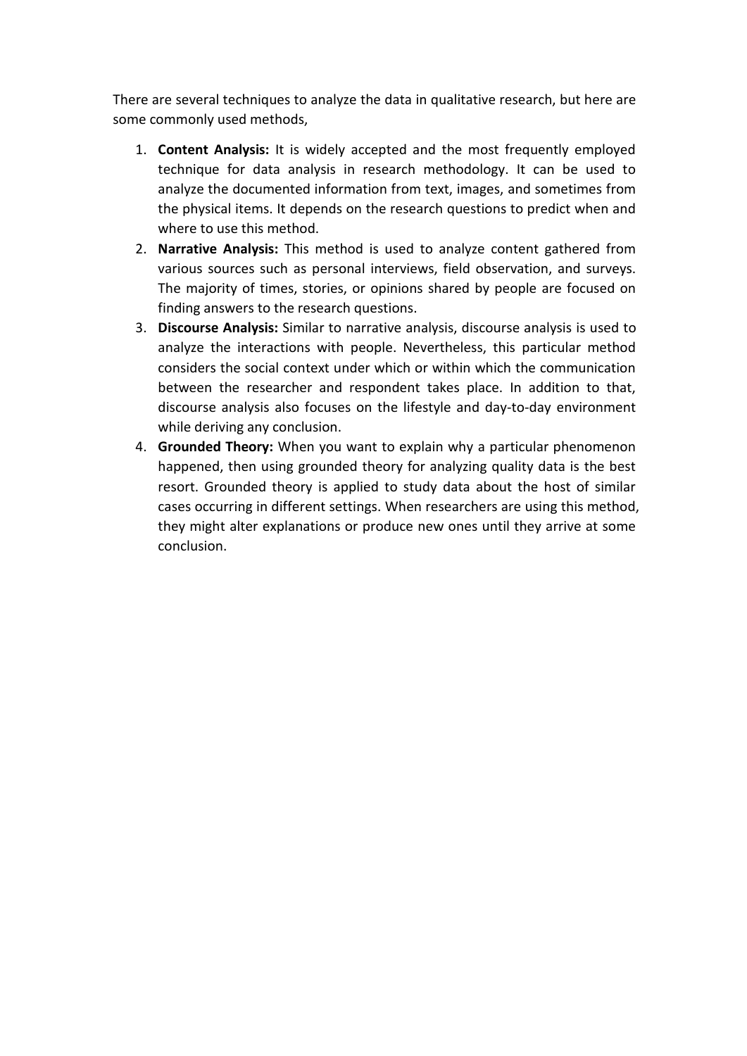There are several techniques to analyze the data in qualitative research, but here are some commonly used methods,

1. **Content Analysis:** It is widely accepted and the most frequently employed technique for data analysis in research methodology. It can be used to analyze the documented information from text, images, and sometimes from the physical items. It depends on the research questions to predict when and where to use this method.
2. **Narrative Analysis:** This method is used to analyze content gathered from various sources such as personal interviews, field observation, and surveys. The majority of times, stories, or opinions shared by people are focused on finding answers to the research questions.
3. **Discourse Analysis:** Similar to narrative analysis, discourse analysis is used to analyze the interactions with people. Nevertheless, this particular method considers the social context under which or within which the communication between the researcher and respondent takes place. In addition to that, discourse analysis also focuses on the lifestyle and day-to-day environment while deriving any conclusion.
4. **Grounded Theory:** When you want to explain why a particular phenomenon happened, then using grounded theory for analyzing quality data is the best resort. Grounded theory is applied to study data about the host of similar cases occurring in different settings. When researchers are using this method, they might alter explanations or produce new ones until they arrive at some conclusion.